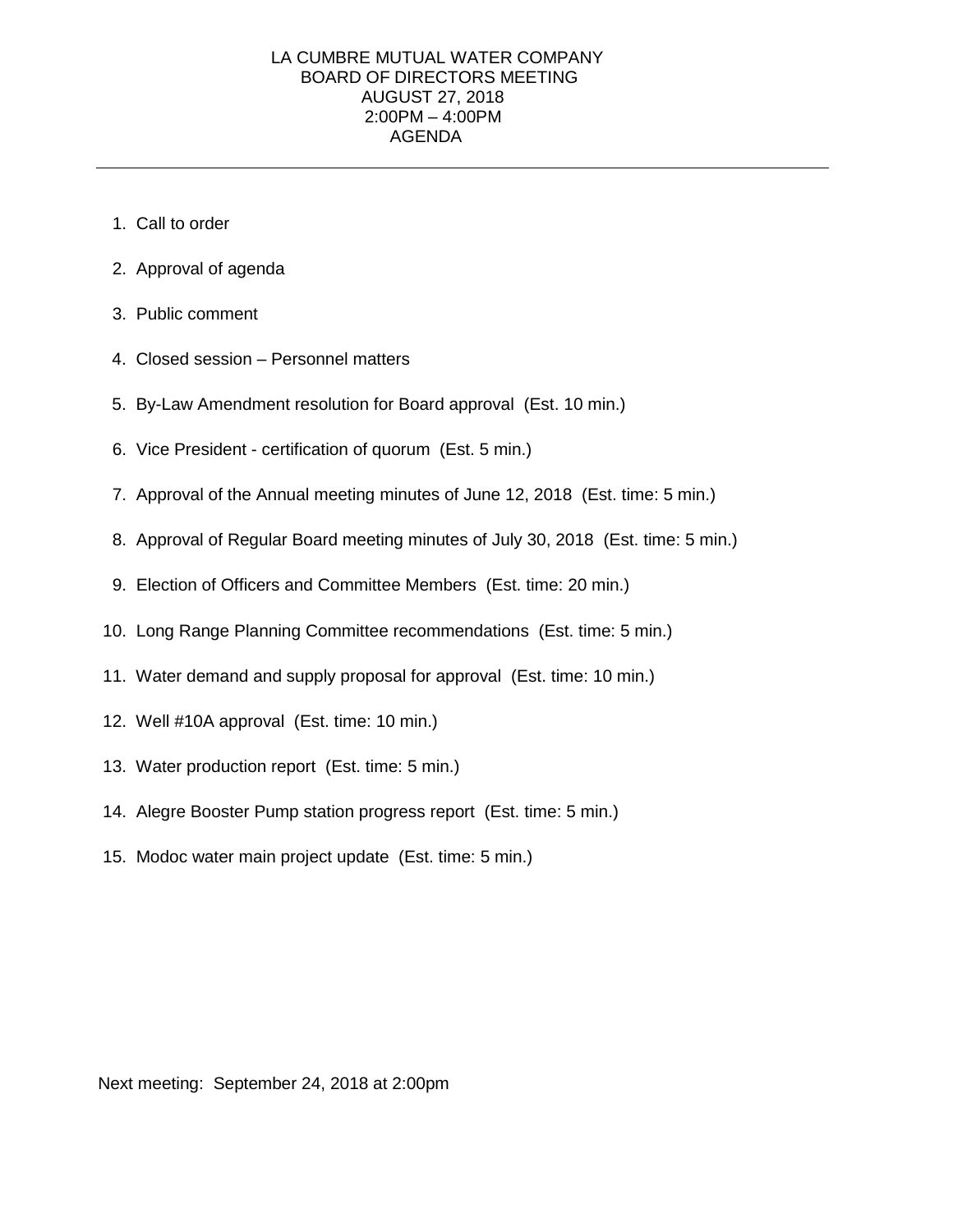# LA CUMBRE MUTUAL WATER COMPANY
## BOARD OF DIRECTORS MEETING
## AUGUST 27, 2018
## 2:00PM – 4:00PM
## AGENDA

---

1. Call to order
2. Approval of agenda
3. Public comment
4. Closed session – Personnel matters
5. By-Law Amendment resolution for Board approval (Est. 10 min.)
6. Vice President - certification of quorum (Est. 5 min.)
7. Approval of the Annual meeting minutes of June 12, 2018 (Est. time: 5 min.)
8. Approval of Regular Board meeting minutes of July 30, 2018 (Est. time: 5 min.)
9. Election of Officers and Committee Members (Est. time: 20 min.)
10. Long Range Planning Committee recommendations (Est. time: 5 min.)
11. Water demand and supply proposal for approval (Est. time: 10 min.)
12. Well #10A approval (Est. time: 10 min.)
13. Water production report (Est. time: 5 min.)
14. Alegre Booster Pump station progress report (Est. time: 5 min.)
15. Modoc water main project update (Est. time: 5 min.)

Next meeting: September 24, 2018 at 2:00pm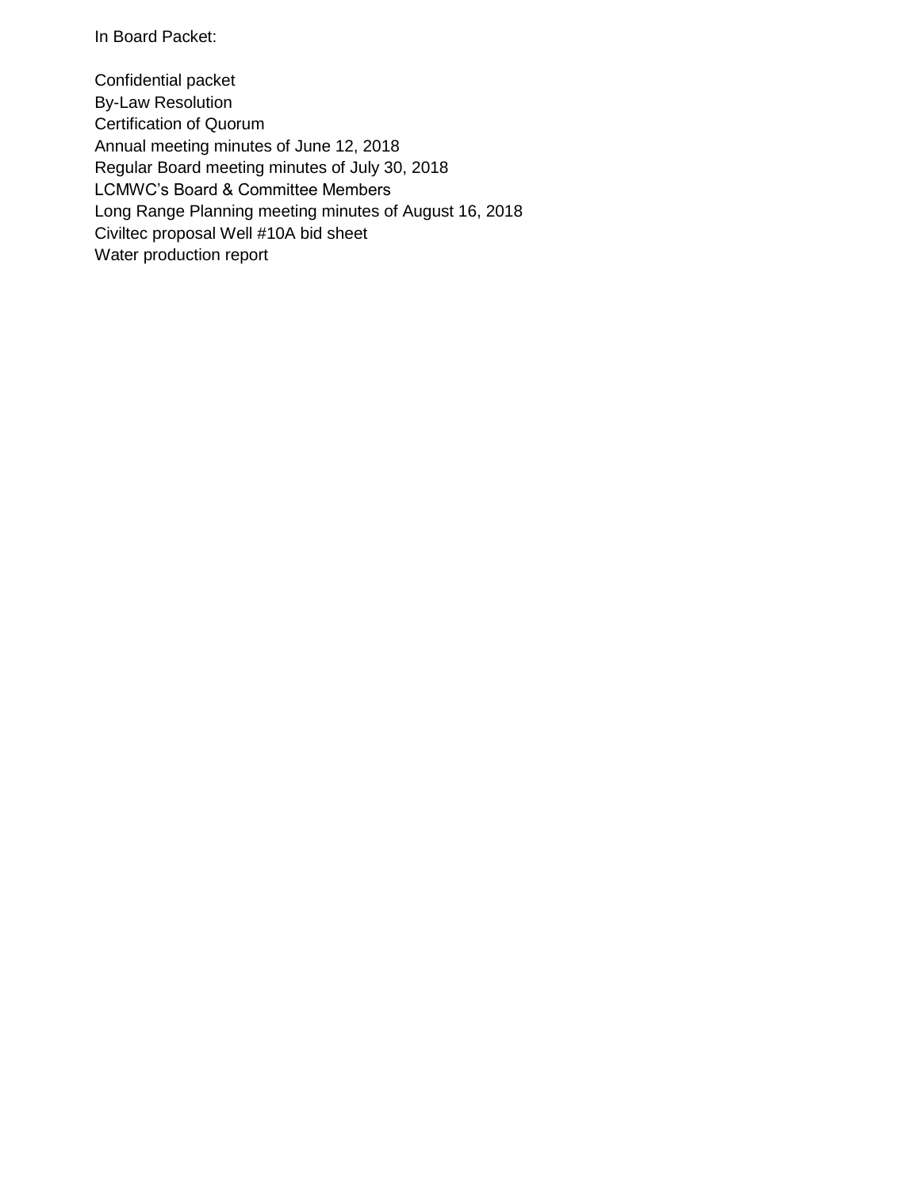In Board Packet:

Confidential packet
By-Law Resolution
Certification of Quorum
Annual meeting minutes of June 12, 2018
Regular Board meeting minutes of July 30, 2018
LCMWC's Board & Committee Members
Long Range Planning meeting minutes of August 16, 2018
Civiltec proposal Well #10A bid sheet
Water production report